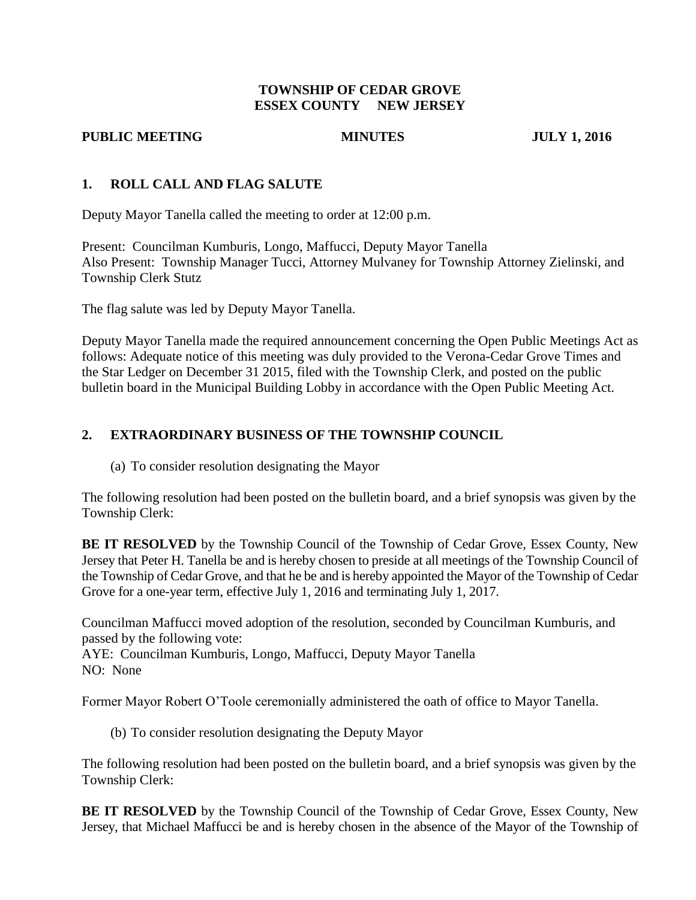**TOWNSHIP OF CEDAR GROVE**
**ESSEX COUNTY NEW JERSEY**

**PUBLIC MEETING MINUTES JULY 1, 2016**

## 1. ROLL CALL AND FLAG SALUTE

Deputy Mayor Tanella called the meeting to order at 12:00 p.m.

Present: Councilman Kumburis, Longo, Maffucci, Deputy Mayor Tanella
Also Present: Township Manager Tucci, Attorney Mulvaney for Township Attorney Zielinski, and Township Clerk Stutz

The flag salute was led by Deputy Mayor Tanella.

Deputy Mayor Tanella made the required announcement concerning the Open Public Meetings Act as follows: Adequate notice of this meeting was duly provided to the Verona-Cedar Grove Times and the Star Ledger on December 31 2015, filed with the Township Clerk, and posted on the public bulletin board in the Municipal Building Lobby in accordance with the Open Public Meeting Act.

## 2. EXTRAORDINARY BUSINESS OF THE TOWNSHIP COUNCIL

(a) To consider resolution designating the Mayor

The following resolution had been posted on the bulletin board, and a brief synopsis was given by the Township Clerk:

**BE IT RESOLVED** by the Township Council of the Township of Cedar Grove, Essex County, New Jersey that Peter H. Tanella be and is hereby chosen to preside at all meetings of the Township Council of the Township of Cedar Grove, and that he be and is hereby appointed the Mayor of the Township of Cedar Grove for a one-year term, effective July 1, 2016 and terminating July 1, 2017.

Councilman Maffucci moved adoption of the resolution, seconded by Councilman Kumburis, and passed by the following vote:
AYE: Councilman Kumburis, Longo, Maffucci, Deputy Mayor Tanella
NO: None

Former Mayor Robert O'Toole ceremonially administered the oath of office to Mayor Tanella.

(b) To consider resolution designating the Deputy Mayor

The following resolution had been posted on the bulletin board, and a brief synopsis was given by the Township Clerk:

**BE IT RESOLVED** by the Township Council of the Township of Cedar Grove, Essex County, New Jersey, that Michael Maffucci be and is hereby chosen in the absence of the Mayor of the Township of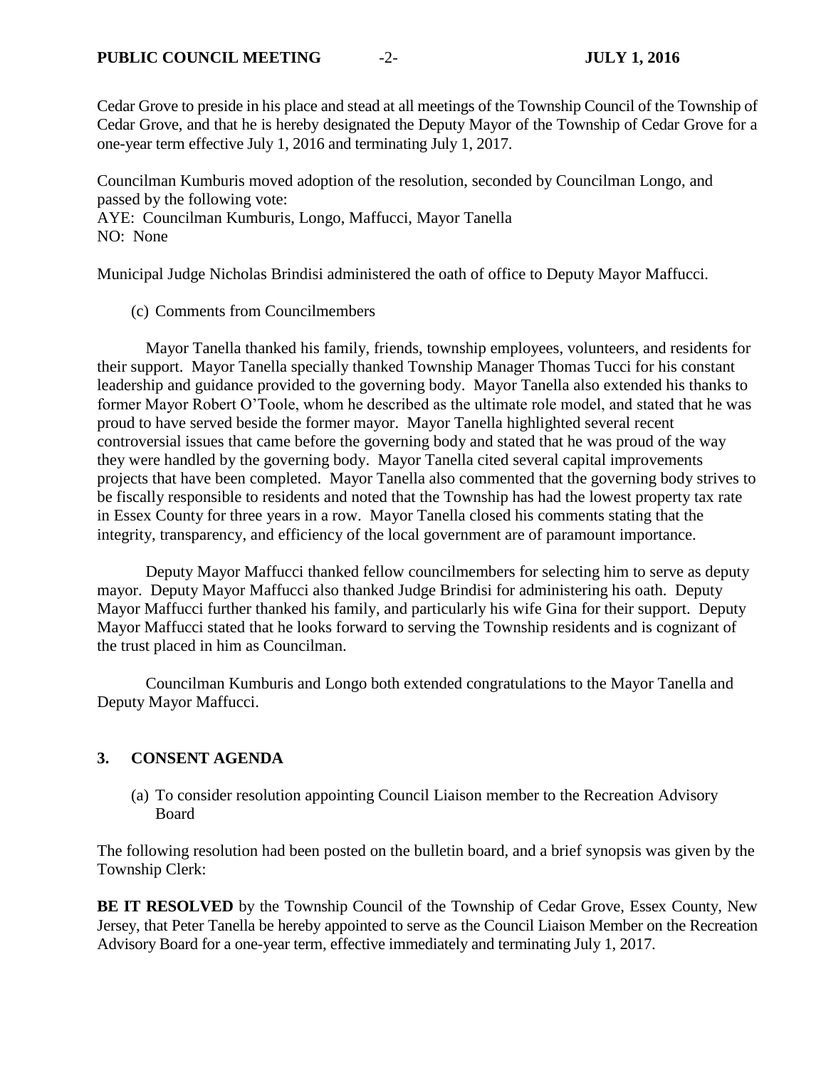Cedar Grove to preside in his place and stead at all meetings of the Township Council of the Township of Cedar Grove, and that he is hereby designated the Deputy Mayor of the Township of Cedar Grove for a one-year term effective July 1, 2016 and terminating July 1, 2017.

Councilman Kumburis moved adoption of the resolution, seconded by Councilman Longo, and passed by the following vote:
AYE: Councilman Kumburis, Longo, Maffucci, Mayor Tanella
NO: None

Municipal Judge Nicholas Brindisi administered the oath of office to Deputy Mayor Maffucci.

(c) Comments from Councilmembers

Mayor Tanella thanked his family, friends, township employees, volunteers, and residents for their support. Mayor Tanella specially thanked Township Manager Thomas Tucci for his constant leadership and guidance provided to the governing body. Mayor Tanella also extended his thanks to former Mayor Robert O'Toole, whom he described as the ultimate role model, and stated that he was proud to have served beside the former mayor. Mayor Tanella highlighted several recent controversial issues that came before the governing body and stated that he was proud of the way they were handled by the governing body. Mayor Tanella cited several capital improvements projects that have been completed. Mayor Tanella also commented that the governing body strives to be fiscally responsible to residents and noted that the Township has had the lowest property tax rate in Essex County for three years in a row. Mayor Tanella closed his comments stating that the integrity, transparency, and efficiency of the local government are of paramount importance.

Deputy Mayor Maffucci thanked fellow councilmembers for selecting him to serve as deputy mayor. Deputy Mayor Maffucci also thanked Judge Brindisi for administering his oath. Deputy Mayor Maffucci further thanked his family, and particularly his wife Gina for their support. Deputy Mayor Maffucci stated that he looks forward to serving the Township residents and is cognizant of the trust placed in him as Councilman.

Councilman Kumburis and Longo both extended congratulations to the Mayor Tanella and Deputy Mayor Maffucci.

## 3. CONSENT AGENDA

(a) To consider resolution appointing Council Liaison member to the Recreation Advisory Board

The following resolution had been posted on the bulletin board, and a brief synopsis was given by the Township Clerk:

**BE IT RESOLVED** by the Township Council of the Township of Cedar Grove, Essex County, New Jersey, that Peter Tanella be hereby appointed to serve as the Council Liaison Member on the Recreation Advisory Board for a one-year term, effective immediately and terminating July 1, 2017.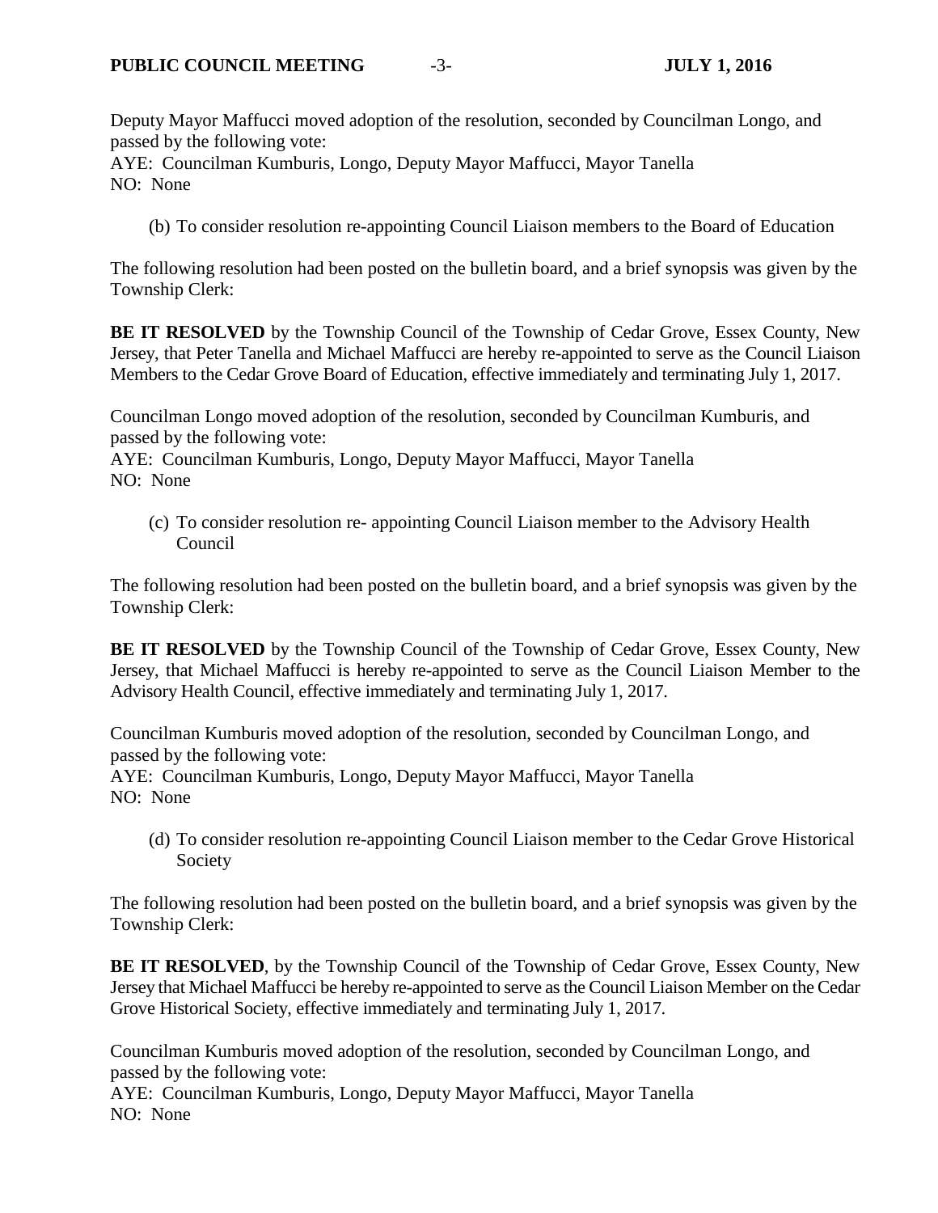Deputy Mayor Maffucci moved adoption of the resolution, seconded by Councilman Longo, and passed by the following vote:
AYE: Councilman Kumburis, Longo, Deputy Mayor Maffucci, Mayor Tanella
NO: None

(b) To consider resolution re-appointing Council Liaison members to the Board of Education

The following resolution had been posted on the bulletin board, and a brief synopsis was given by the Township Clerk:

**BE IT RESOLVED** by the Township Council of the Township of Cedar Grove, Essex County, New Jersey, that Peter Tanella and Michael Maffucci are hereby re-appointed to serve as the Council Liaison Members to the Cedar Grove Board of Education, effective immediately and terminating July 1, 2017.

Councilman Longo moved adoption of the resolution, seconded by Councilman Kumburis, and passed by the following vote:
AYE: Councilman Kumburis, Longo, Deputy Mayor Maffucci, Mayor Tanella
NO: None

(c) To consider resolution re- appointing Council Liaison member to the Advisory Health Council

The following resolution had been posted on the bulletin board, and a brief synopsis was given by the Township Clerk:

**BE IT RESOLVED** by the Township Council of the Township of Cedar Grove, Essex County, New Jersey, that Michael Maffucci is hereby re-appointed to serve as the Council Liaison Member to the Advisory Health Council, effective immediately and terminating July 1, 2017.

Councilman Kumburis moved adoption of the resolution, seconded by Councilman Longo, and passed by the following vote:
AYE: Councilman Kumburis, Longo, Deputy Mayor Maffucci, Mayor Tanella
NO: None

(d) To consider resolution re-appointing Council Liaison member to the Cedar Grove Historical Society

The following resolution had been posted on the bulletin board, and a brief synopsis was given by the Township Clerk:

**BE IT RESOLVED**, by the Township Council of the Township of Cedar Grove, Essex County, New Jersey that Michael Maffucci be hereby re-appointed to serve as the Council Liaison Member on the Cedar Grove Historical Society, effective immediately and terminating July 1, 2017.

Councilman Kumburis moved adoption of the resolution, seconded by Councilman Longo, and passed by the following vote:
AYE: Councilman Kumburis, Longo, Deputy Mayor Maffucci, Mayor Tanella
NO: None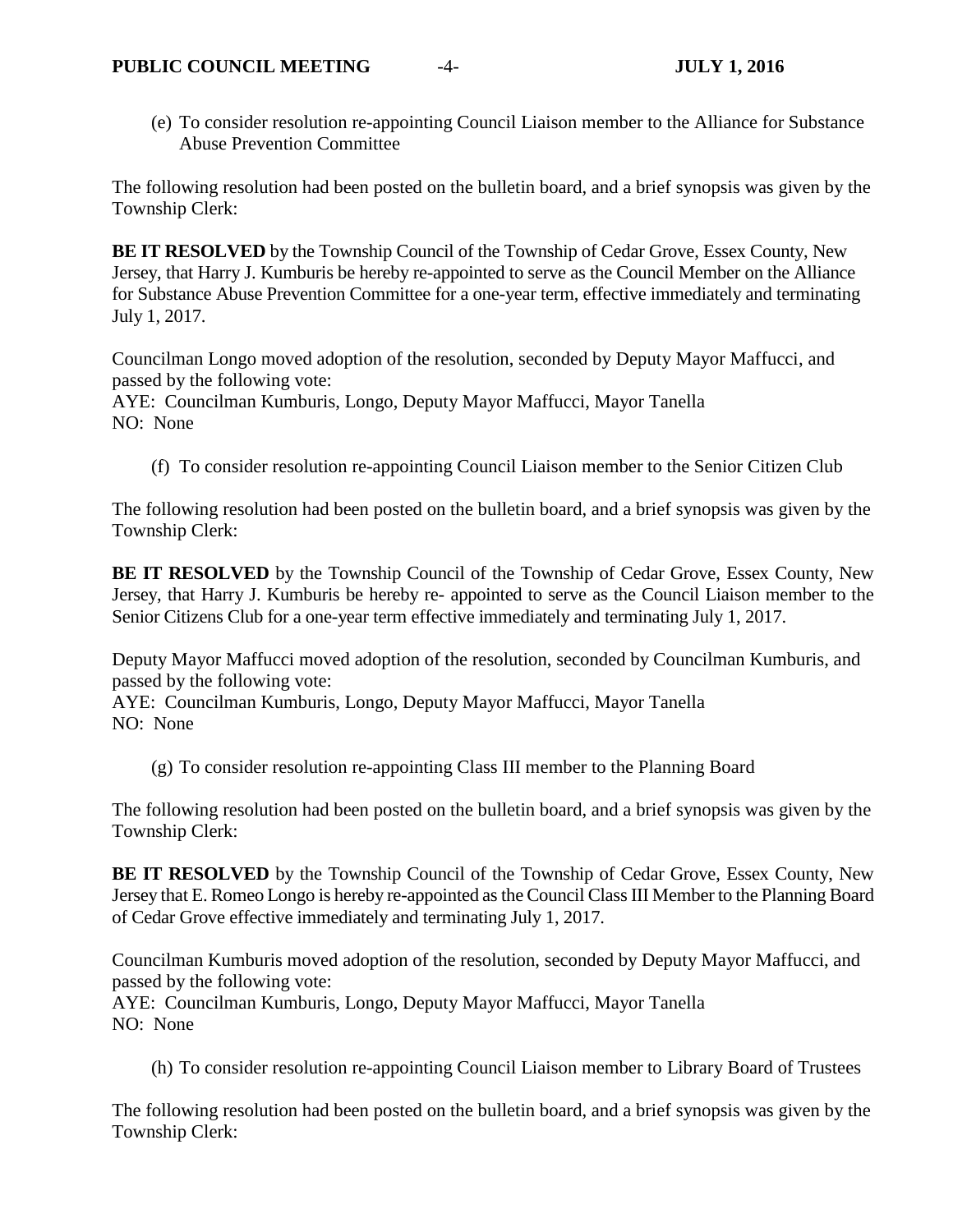(e) To consider resolution re-appointing Council Liaison member to the Alliance for Substance Abuse Prevention Committee

The following resolution had been posted on the bulletin board, and a brief synopsis was given by the Township Clerk:

**BE IT RESOLVED** by the Township Council of the Township of Cedar Grove, Essex County, New Jersey, that Harry J. Kumburis be hereby re-appointed to serve as the Council Member on the Alliance for Substance Abuse Prevention Committee for a one-year term, effective immediately and terminating July 1, 2017.

Councilman Longo moved adoption of the resolution, seconded by Deputy Mayor Maffucci, and passed by the following vote:
AYE: Councilman Kumburis, Longo, Deputy Mayor Maffucci, Mayor Tanella
NO: None

(f) To consider resolution re-appointing Council Liaison member to the Senior Citizen Club

The following resolution had been posted on the bulletin board, and a brief synopsis was given by the Township Clerk:

**BE IT RESOLVED** by the Township Council of the Township of Cedar Grove, Essex County, New Jersey, that Harry J. Kumburis be hereby re- appointed to serve as the Council Liaison member to the Senior Citizens Club for a one-year term effective immediately and terminating July 1, 2017.

Deputy Mayor Maffucci moved adoption of the resolution, seconded by Councilman Kumburis, and passed by the following vote:
AYE: Councilman Kumburis, Longo, Deputy Mayor Maffucci, Mayor Tanella
NO: None

(g) To consider resolution re-appointing Class III member to the Planning Board

The following resolution had been posted on the bulletin board, and a brief synopsis was given by the Township Clerk:

**BE IT RESOLVED** by the Township Council of the Township of Cedar Grove, Essex County, New Jersey that E. Romeo Longo is hereby re-appointed as the Council Class III Member to the Planning Board of Cedar Grove effective immediately and terminating July 1, 2017.

Councilman Kumburis moved adoption of the resolution, seconded by Deputy Mayor Maffucci, and passed by the following vote:
AYE: Councilman Kumburis, Longo, Deputy Mayor Maffucci, Mayor Tanella
NO: None

(h) To consider resolution re-appointing Council Liaison member to Library Board of Trustees

The following resolution had been posted on the bulletin board, and a brief synopsis was given by the Township Clerk: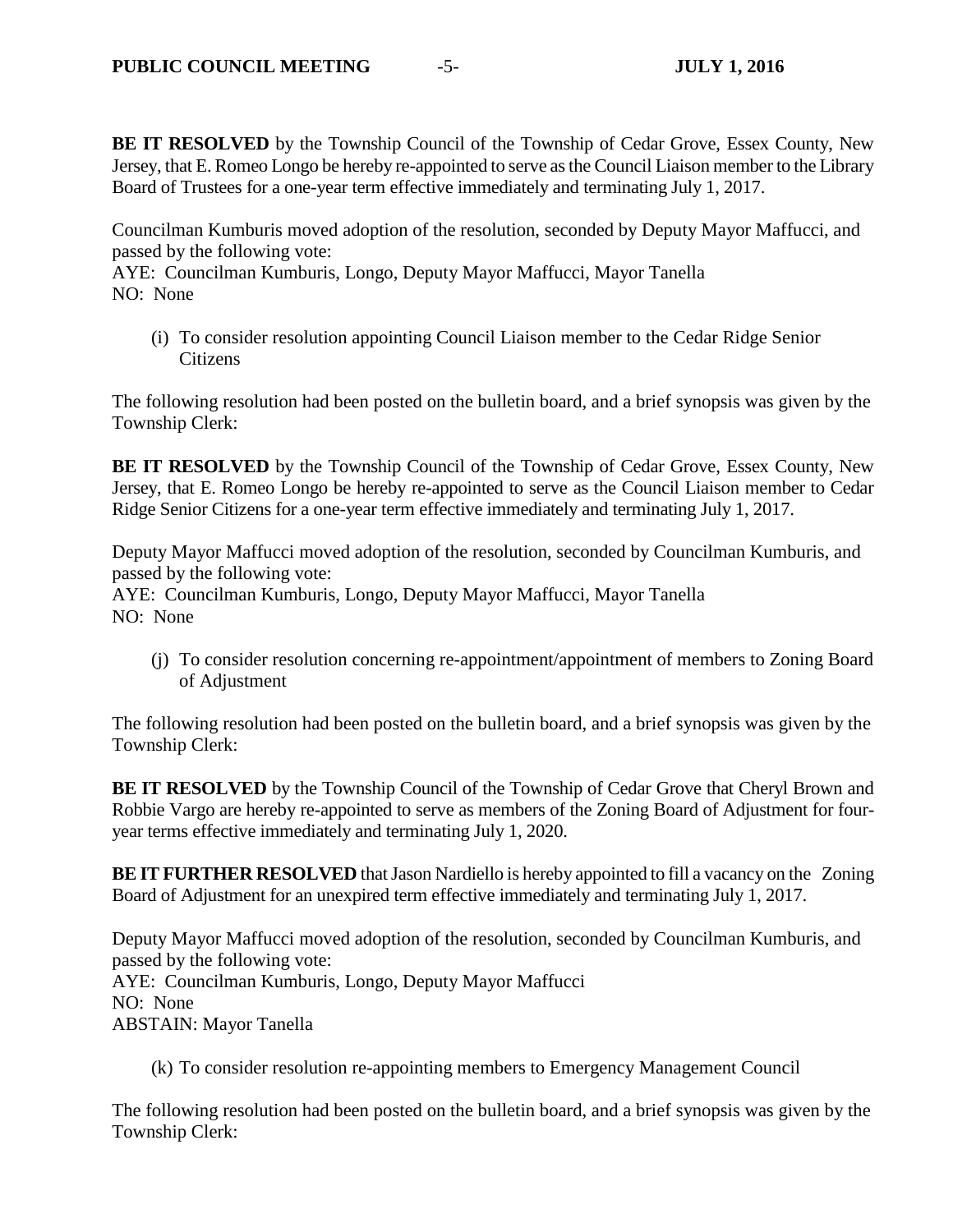**BE IT RESOLVED** by the Township Council of the Township of Cedar Grove, Essex County, New Jersey, that E. Romeo Longo be hereby re-appointed to serve as the Council Liaison member to the Library Board of Trustees for a one-year term effective immediately and terminating July 1, 2017.

Councilman Kumburis moved adoption of the resolution, seconded by Deputy Mayor Maffucci, and passed by the following vote:
AYE: Councilman Kumburis, Longo, Deputy Mayor Maffucci, Mayor Tanella
NO: None

(i) To consider resolution appointing Council Liaison member to the Cedar Ridge Senior Citizens

The following resolution had been posted on the bulletin board, and a brief synopsis was given by the Township Clerk:

**BE IT RESOLVED** by the Township Council of the Township of Cedar Grove, Essex County, New Jersey, that E. Romeo Longo be hereby re-appointed to serve as the Council Liaison member to Cedar Ridge Senior Citizens for a one-year term effective immediately and terminating July 1, 2017.

Deputy Mayor Maffucci moved adoption of the resolution, seconded by Councilman Kumburis, and passed by the following vote:
AYE: Councilman Kumburis, Longo, Deputy Mayor Maffucci, Mayor Tanella
NO: None

(j) To consider resolution concerning re-appointment/appointment of members to Zoning Board of Adjustment

The following resolution had been posted on the bulletin board, and a brief synopsis was given by the Township Clerk:

**BE IT RESOLVED** by the Township Council of the Township of Cedar Grove that Cheryl Brown and Robbie Vargo are hereby re-appointed to serve as members of the Zoning Board of Adjustment for four-year terms effective immediately and terminating July 1, 2020.

**BE IT FURTHER RESOLVED** that Jason Nardiello is hereby appointed to fill a vacancy on the Zoning Board of Adjustment for an unexpired term effective immediately and terminating July 1, 2017.

Deputy Mayor Maffucci moved adoption of the resolution, seconded by Councilman Kumburis, and passed by the following vote:
AYE: Councilman Kumburis, Longo, Deputy Mayor Maffucci
NO: None
ABSTAIN: Mayor Tanella

(k) To consider resolution re-appointing members to Emergency Management Council

The following resolution had been posted on the bulletin board, and a brief synopsis was given by the Township Clerk: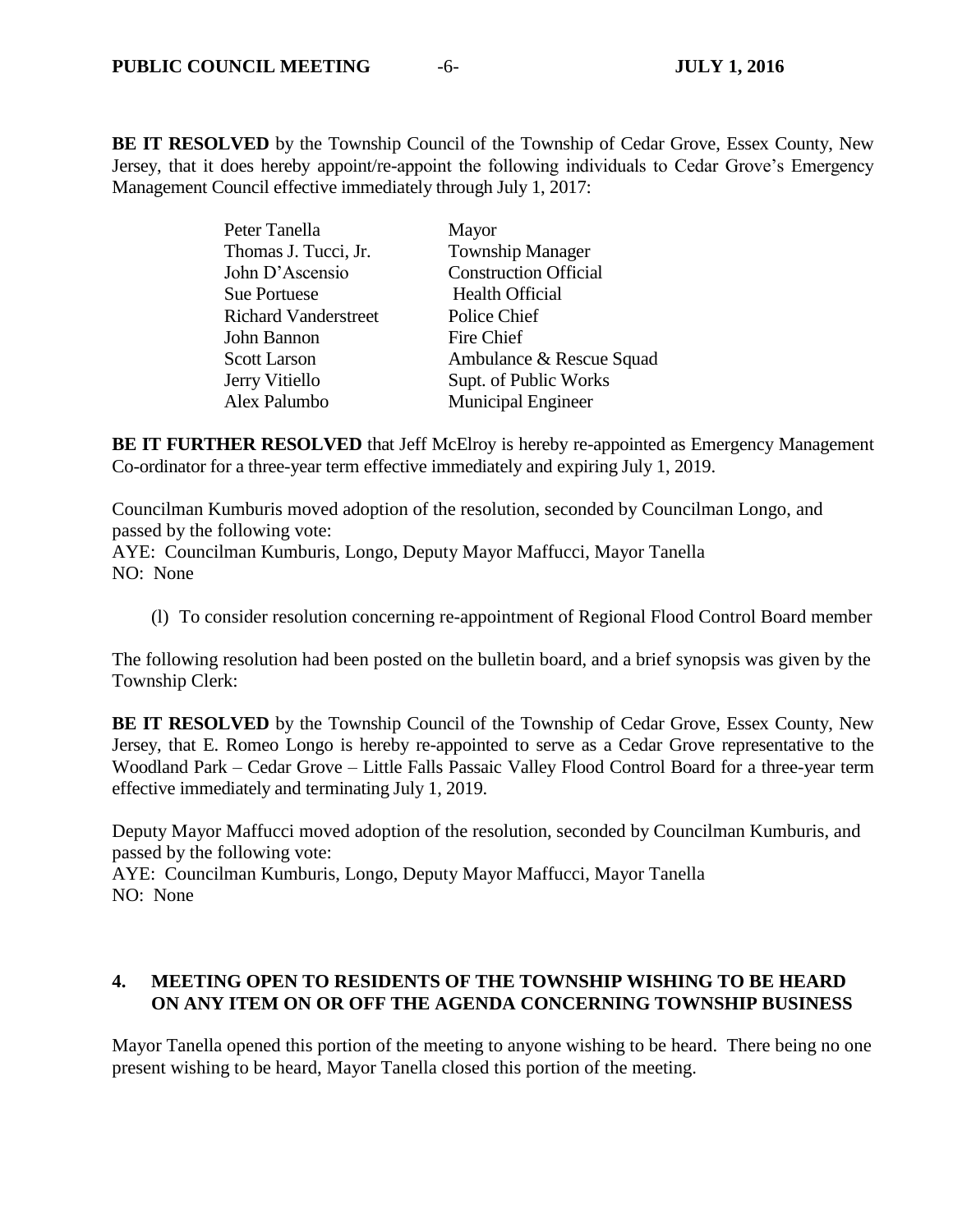**BE IT RESOLVED** by the Township Council of the Township of Cedar Grove, Essex County, New Jersey, that it does hereby appoint/re-appoint the following individuals to Cedar Grove's Emergency Management Council effective immediately through July 1, 2017:

| | |
|---|---|
| Peter Tanella | Mayor |
| Thomas J. Tucci, Jr. | Township Manager |
| John D'Ascensio | Construction Official |
| Sue Portuese | Health Official |
| Richard Vanderstreet | Police Chief |
| John Bannon | Fire Chief |
| Scott Larson | Ambulance & Rescue Squad |
| Jerry Vitiello | Supt. of Public Works |
| Alex Palumbo | Municipal Engineer |

**BE IT FURTHER RESOLVED** that Jeff McElroy is hereby re-appointed as Emergency Management Co-ordinator for a three-year term effective immediately and expiring July 1, 2019.

Councilman Kumburis moved adoption of the resolution, seconded by Councilman Longo, and passed by the following vote:
AYE: Councilman Kumburis, Longo, Deputy Mayor Maffucci, Mayor Tanella
NO: None

(l) To consider resolution concerning re-appointment of Regional Flood Control Board member

The following resolution had been posted on the bulletin board, and a brief synopsis was given by the Township Clerk:

**BE IT RESOLVED** by the Township Council of the Township of Cedar Grove, Essex County, New Jersey, that E. Romeo Longo is hereby re-appointed to serve as a Cedar Grove representative to the Woodland Park – Cedar Grove – Little Falls Passaic Valley Flood Control Board for a three-year term effective immediately and terminating July 1, 2019.

Deputy Mayor Maffucci moved adoption of the resolution, seconded by Councilman Kumburis, and passed by the following vote:
AYE: Councilman Kumburis, Longo, Deputy Mayor Maffucci, Mayor Tanella
NO: None

## 4. MEETING OPEN TO RESIDENTS OF THE TOWNSHIP WISHING TO BE HEARD ON ANY ITEM ON OR OFF THE AGENDA CONCERNING TOWNSHIP BUSINESS

Mayor Tanella opened this portion of the meeting to anyone wishing to be heard. There being no one present wishing to be heard, Mayor Tanella closed this portion of the meeting.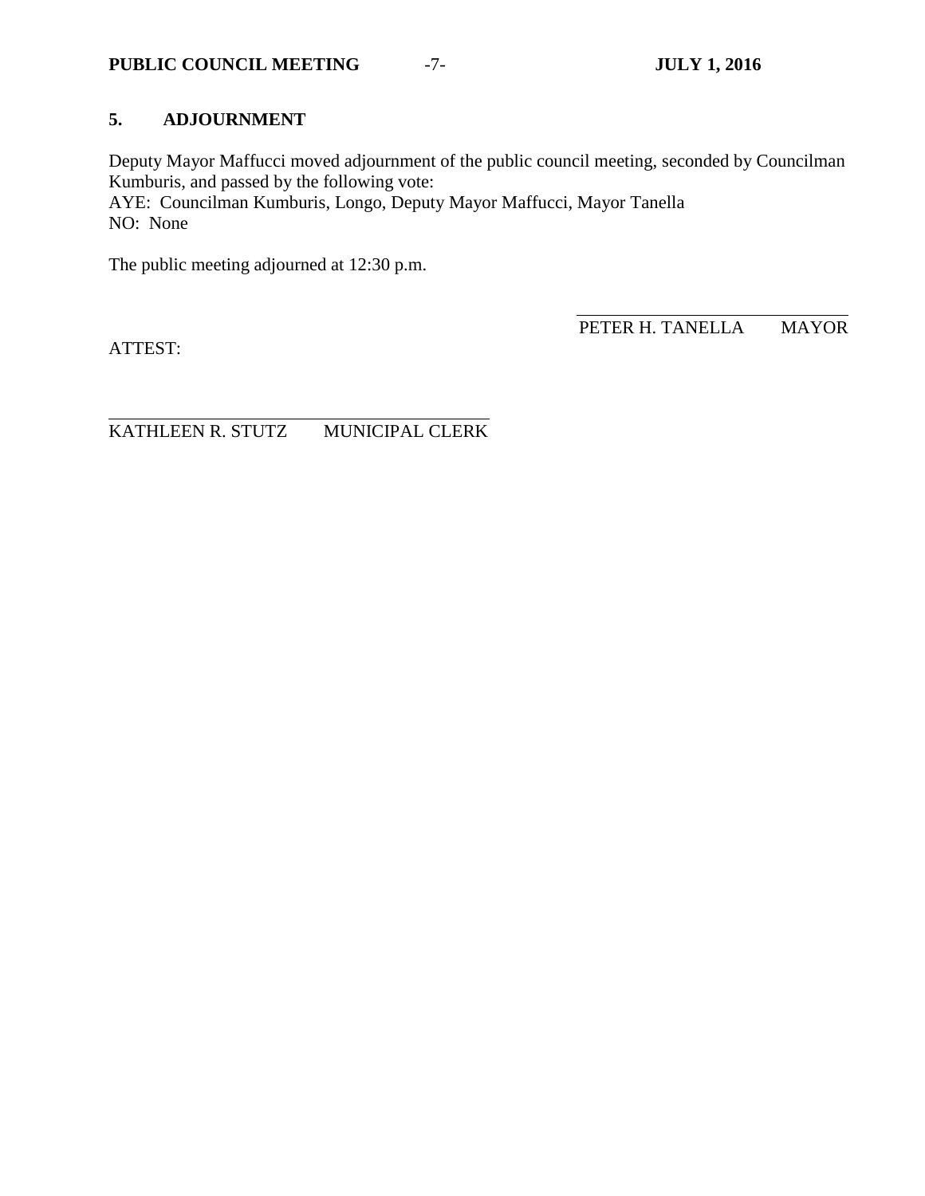## 5. ADJOURNMENT

Deputy Mayor Maffucci moved adjournment of the public council meeting, seconded by Councilman Kumburis, and passed by the following vote:
AYE: Councilman Kumburis, Longo, Deputy Mayor Maffucci, Mayor Tanella
NO: None

The public meeting adjourned at 12:30 p.m.

PETER H. TANELLA MAYOR

ATTEST:

KATHLEEN R. STUTZ MUNICIPAL CLERK